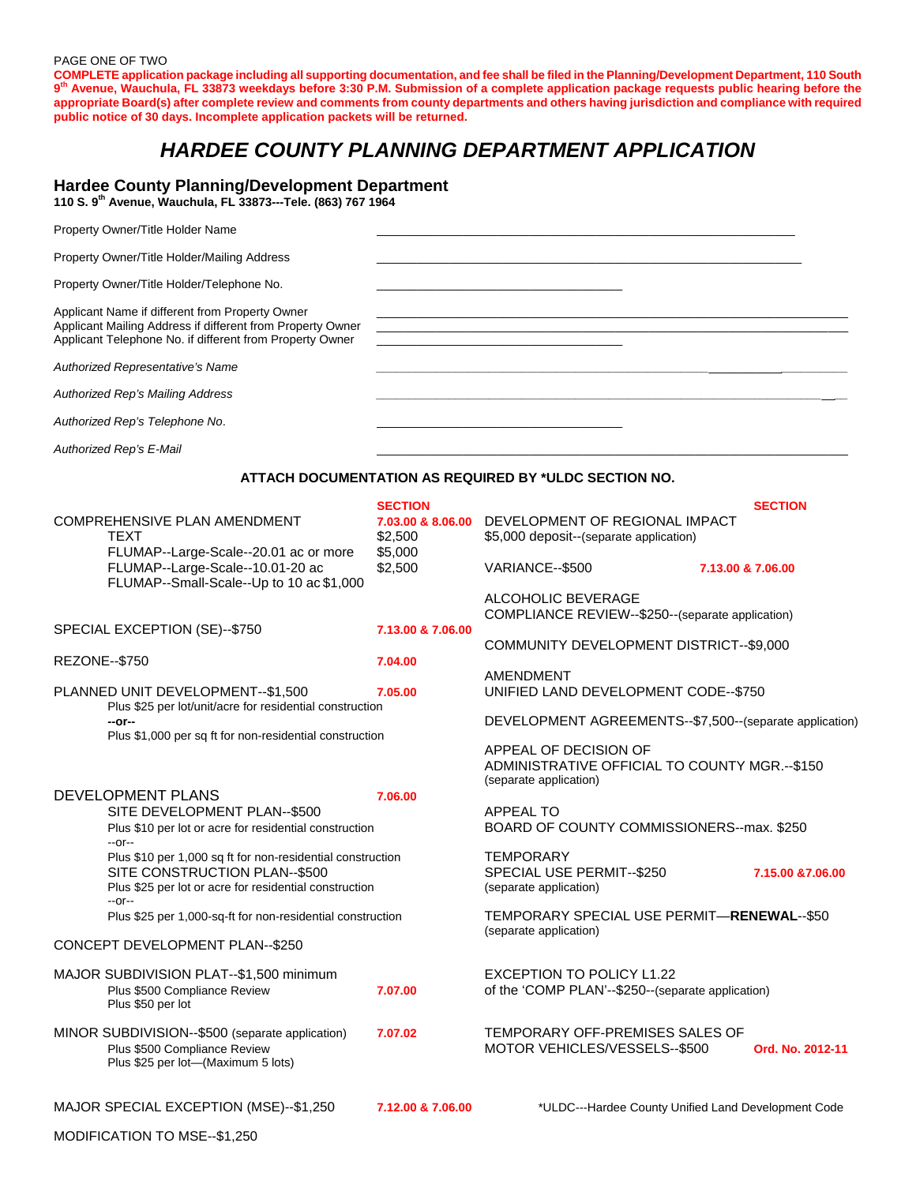PAGE ONE OF TWO

**COMPLETE application package including all supporting documentation, and fee shall be filed in the Planning/Development Department, 110 South 9th Avenue, Wauchula, FL 33873 weekdays before 3:30 P.M. Submission of a complete application package requests public hearing before the appropriate Board(s) after complete review and comments from county departments and others having jurisdiction and compliance with required public notice of 30 days. Incomplete application packets will be returned.**

# *HARDEE COUNTY PLANNING DEPARTMENT APPLICATION*

## Hardee County Planning/Development Department

**110 S. 9th Avenue, Wauchula, FL 33873---Tele. (863) 767 1964**

Property Owner/Title Holder Name ______________________________

Property Owner/Title Holder/Mailing Address ______________________________

Property Owner/Title Holder/Telephone No. ______________________________

Applicant Name if different from Property Owner ______________________________

Applicant Mailing Address if different from Property Owner ______________________________

Applicant Telephone No. if different from Property Owner ______________________________

*Authorized Representative's Name* ______________________________

*Authorized Rep's Mailing Address* ______________________________

*Authorized Rep's Telephone No.* ______________________________

*Authorized Rep's E-Mail* ______________________________

**ATTACH DOCUMENTATION AS REQUIRED BY *ULDC SECTION NO.**

| | SECTION |
|---|---|
| COMPREHENSIVE PLAN AMENDMENT | 7.03.00 & 8.06.00 |
| TEXT | $2,500 |
| FLUMAP--Large-Scale--20.01 ac or more | $5,000 |
| FLUMAP--Large-Scale--10.01-20 ac | $2,500 |
| FLUMAP--Small-Scale--Up to 10 ac $1,000 | |
| SPECIAL EXCEPTION (SE)--$750 | 7.13.00 & 7.06.00 |
| REZONE--$750 | 7.04.00 |
| PLANNED UNIT DEVELOPMENT--$1,500<br>Plus $25 per lot/unit/acre for residential construction<br>**--or--**<br>Plus $1,000 per sq ft for non-residential construction | 7.05.00 |
| DEVELOPMENT PLANS | 7.06.00 |
| SITE DEVELOPMENT PLAN--$500<br>Plus $10 per lot or acre for residential construction<br>--or--<br>Plus $10 per 1,000 sq ft for non-residential construction | |
| SITE CONSTRUCTION PLAN--$500<br>Plus $25 per lot or acre for residential construction<br>--or--<br>Plus $25 per 1,000-sq-ft for non-residential construction | |
| CONCEPT DEVELOPMENT PLAN--$250 | |
| MAJOR SUBDIVISION PLAT--$1,500 minimum<br>Plus $500 Compliance Review<br>Plus $50 per lot | 7.07.00 |
| MINOR SUBDIVISION--$500 (separate application)<br>Plus $500 Compliance Review<br>Plus $25 per lot—(Maximum 5 lots) | 7.07.02 |
| MAJOR SPECIAL EXCEPTION (MSE)--$1,250 | 7.12.00 & 7.06.00 |
| MODIFICATION TO MSE--$1,250 | |

| | SECTION |
|---|---|
| DEVELOPMENT OF REGIONAL IMPACT<br>$5,000 deposit--(separate application) | |
| VARIANCE--$500 | 7.13.00 & 7.06.00 |
| ALCOHOLIC BEVERAGE<br>COMPLIANCE REVIEW--$250--(separate application) | |
| COMMUNITY DEVELOPMENT DISTRICT--$9,000 | |
| AMENDMENT<br>UNIFIED LAND DEVELOPMENT CODE--$750 | |
| DEVELOPMENT AGREEMENTS--$7,500--(separate application) | |
| APPEAL OF DECISION OF<br>ADMINISTRATIVE OFFICIAL TO COUNTY MGR.--$150<br>(separate application) | |
| APPEAL TO<br>BOARD OF COUNTY COMMISSIONERS--max. $250 | |
| TEMPORARY<br>SPECIAL USE PERMIT--$250<br>(separate application) | 7.15.00 &7.06.00 |
| TEMPORARY SPECIAL USE PERMIT—**RENEWAL**--$50<br>(separate application) | |
| EXCEPTION TO POLICY L1.22<br>of the 'COMP PLAN'--$250--(separate application) | |
| TEMPORARY OFF-PREMISES SALES OF<br>MOTOR VEHICLES/VESSELS--$500 | Ord. No. 2012-11 |

*ULDC---Hardee County Unified Land Development Code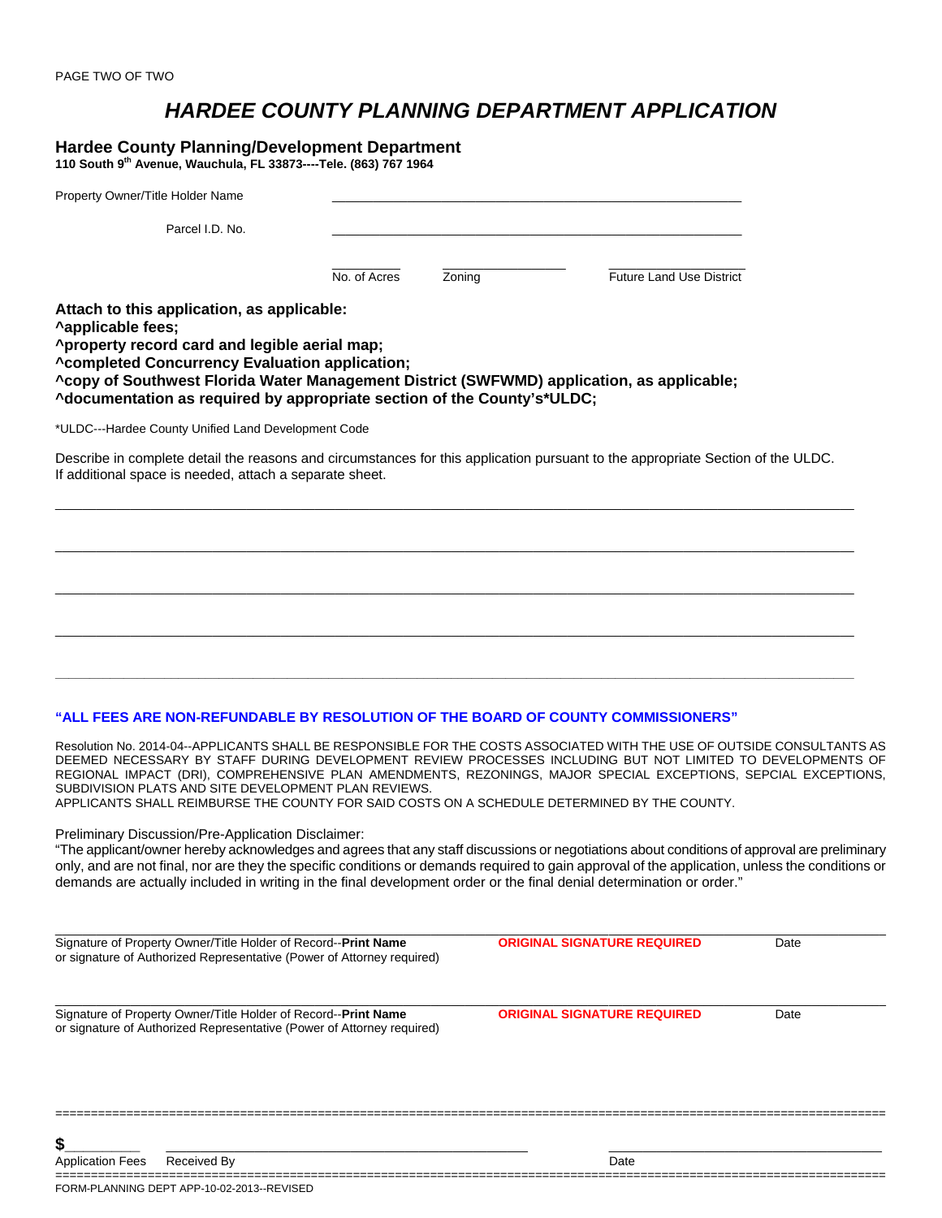// HARDEE COUNTY PLANNING DEPARTMENT APPLICATION

# *HARDEE COUNTY PLANNING DEPARTMENT APPLICATION*

## Hardee County Planning/Development Department

**110 South 9th Avenue, Wauchula, FL 33873----Tele. (863) 767 1964**

Property Owner/Title Holder Name \_\_\_\_\_\_\_\_\_\_\_\_\_\_\_\_\_\_\_\_\_\_\_\_\_\_\_\_\_\_\_\_\_\_\_\_\_\_\_\_

Parcel I.D. No. \_\_\_\_\_\_\_\_\_\_\_\_\_\_\_\_\_\_\_\_\_\_\_\_\_\_\_\_\_\_\_\_\_\_\_\_\_\_\_\_

\_\_\_\_\_\_\_\_ No. of Acres \_\_\_\_\_\_\_\_\_\_\_\_ Zoning \_\_\_\_\_\_\_\_\_\_\_\_ Future Land Use District

**Attach to this application, as applicable:**
**^applicable fees;**
**^property record card and legible aerial map;**
**^completed Concurrency Evaluation application;**
**^copy of Southwest Florida Water Management District (SWFWMD) application, as applicable;**
**^documentation as required by appropriate section of the County's*ULDC;**

*ULDC---Hardee County Unified Land Development Code

Describe in complete detail the reasons and circumstances for this application pursuant to the appropriate Section of the ULDC. If additional space is needed, attach a separate sheet.

\_\_\_\_\_\_\_\_\_\_\_\_\_\_\_\_\_\_\_\_\_\_\_\_\_\_\_\_\_\_\_\_\_\_\_\_\_\_\_\_\_\_\_\_\_\_\_\_\_\_\_\_\_\_\_\_\_\_\_\_\_\_\_\_\_\_\_\_\_\_\_\_

\_\_\_\_\_\_\_\_\_\_\_\_\_\_\_\_\_\_\_\_\_\_\_\_\_\_\_\_\_\_\_\_\_\_\_\_\_\_\_\_\_\_\_\_\_\_\_\_\_\_\_\_\_\_\_\_\_\_\_\_\_\_\_\_\_\_\_\_\_\_\_\_

\_\_\_\_\_\_\_\_\_\_\_\_\_\_\_\_\_\_\_\_\_\_\_\_\_\_\_\_\_\_\_\_\_\_\_\_\_\_\_\_\_\_\_\_\_\_\_\_\_\_\_\_\_\_\_\_\_\_\_\_\_\_\_\_\_\_\_\_\_\_\_\_

\_\_\_\_\_\_\_\_\_\_\_\_\_\_\_\_\_\_\_\_\_\_\_\_\_\_\_\_\_\_\_\_\_\_\_\_\_\_\_\_\_\_\_\_\_\_\_\_\_\_\_\_\_\_\_\_\_\_\_\_\_\_\_\_\_\_\_\_\_\_\_\_

\_\_\_\_\_\_\_\_\_\_\_\_\_\_\_\_\_\_\_\_\_\_\_\_\_\_\_\_\_\_\_\_\_\_\_\_\_\_\_\_\_\_\_\_\_\_\_\_\_\_\_\_\_\_\_\_\_\_\_\_\_\_\_\_\_\_\_\_\_\_\_\_

**"ALL FEES ARE NON-REFUNDABLE BY RESOLUTION OF THE BOARD OF COUNTY COMMISSIONERS"**

Resolution No. 2014-04--APPLICANTS SHALL BE RESPONSIBLE FOR THE COSTS ASSOCIATED WITH THE USE OF OUTSIDE CONSULTANTS AS DEEMED NECESSARY BY STAFF DURING DEVELOPMENT REVIEW PROCESSES INCLUDING BUT NOT LIMITED TO DEVELOPMENTS OF REGIONAL IMPACT (DRI), COMPREHENSIVE PLAN AMENDMENTS, REZONINGS, MAJOR SPECIAL EXCEPTIONS, SEPCIAL EXCEPTIONS, SUBDIVISION PLATS AND SITE DEVELOPMENT PLAN REVIEWS.
APPLICANTS SHALL REIMBURSE THE COUNTY FOR SAID COSTS ON A SCHEDULE DETERMINED BY THE COUNTY.

Preliminary Discussion/Pre-Application Disclaimer:
"The applicant/owner hereby acknowledges and agrees that any staff discussions or negotiations about conditions of approval are preliminary only, and are not final, nor are they the specific conditions or demands required to gain approval of the application, unless the conditions or demands are actually included in writing in the final development order or the final denial determination or order."

\_\_\_\_\_\_\_\_\_\_\_\_\_\_\_\_\_\_\_\_\_\_\_\_\_\_\_\_\_\_\_\_\_\_\_\_\_\_\_\_\_\_\_\_\_\_\_\_\_\_\_\_\_\_\_\_\_\_\_\_\_\_\_\_\_\_\_\_\_\_\_\_
Signature of Property Owner/Title Holder of Record--**Print Name** **ORIGINAL SIGNATURE REQUIRED** Date
or signature of Authorized Representative (Power of Attorney required)

\_\_\_\_\_\_\_\_\_\_\_\_\_\_\_\_\_\_\_\_\_\_\_\_\_\_\_\_\_\_\_\_\_\_\_\_\_\_\_\_\_\_\_\_\_\_\_\_\_\_\_\_\_\_\_\_\_\_\_\_\_\_\_\_\_\_\_\_\_\_\_\_
Signature of Property Owner/Title Holder of Record--**Print Name** **ORIGINAL SIGNATURE REQUIRED** Date
or signature of Authorized Representative (Power of Attorney required)

---

**$**\_\_\_\_\_\_\_\_\_ \_\_\_\_\_\_\_\_\_\_\_\_\_\_\_\_\_\_\_\_\_\_\_\_\_\_\_\_ \_\_\_\_\_\_\_\_\_\_\_\_\_\_\_\_\_\_\_\_
Application Fees Received By Date

---

FORM-PLANNING DEPT APP-10-02-2013--REVISED